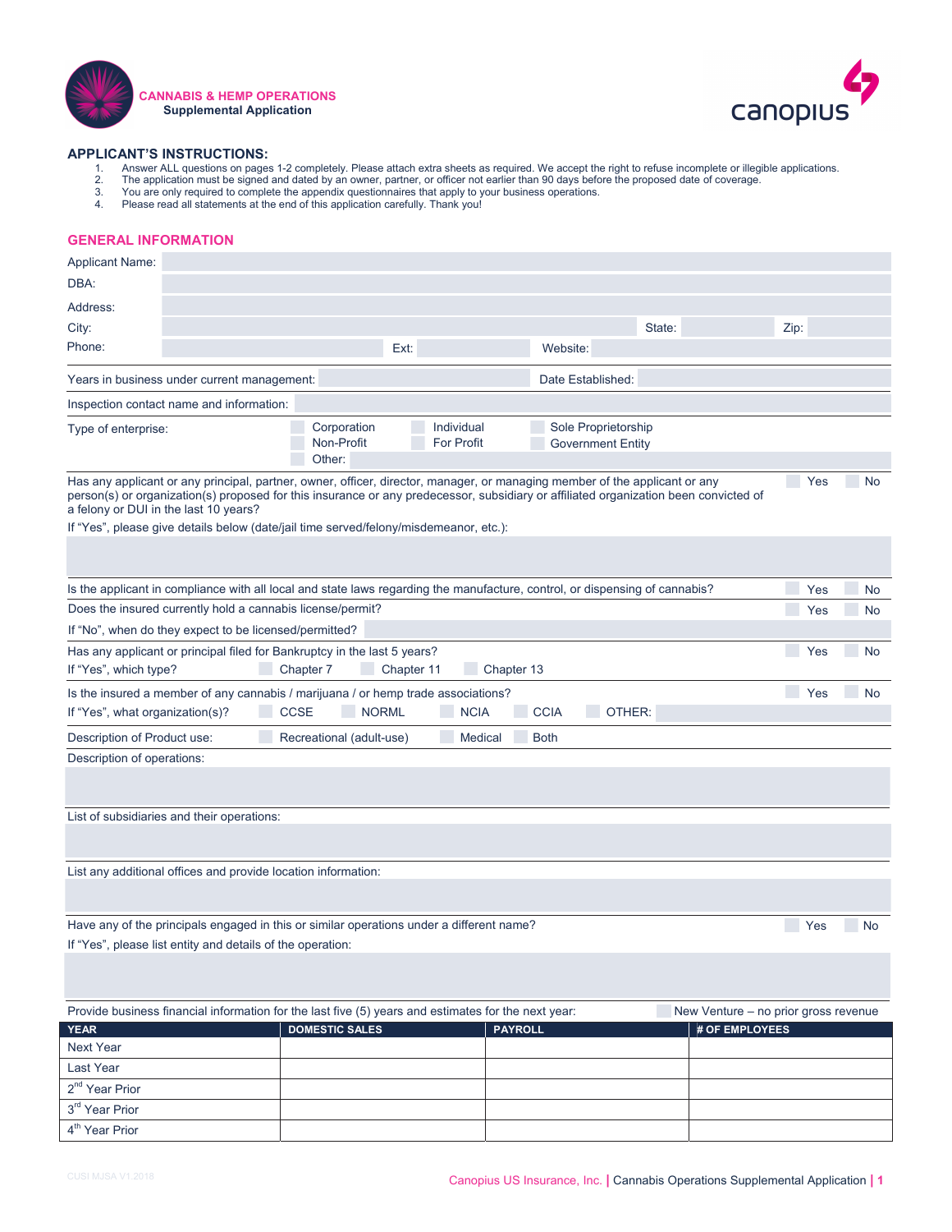**CANNABIS & HEMP OPERATIONS**
**Supplemental Application**

canopius

## APPLICANT'S INSTRUCTIONS:

1. Answer ALL questions on pages 1-2 completely. Please attach extra sheets as required. We accept the right to refuse incomplete or illegible applications.
2. The application must be signed and dated by an owner, partner, or officer not earlier than 90 days before the proposed date of coverage.
3. You are only required to complete the appendix questionnaires that apply to your business operations.
4. Please read all statements at the end of this application carefully. Thank you!

## GENERAL INFORMATION

Applicant Name:

DBA:

Address:

City: State: Zip:

Phone: Ext: Website:

Years in business under current management: Date Established:

Inspection contact name and information:

Type of enterprise: ☐ Corporation ☐ Individual ☐ Sole Proprietorship ☐ Non-Profit ☐ For Profit ☐ Government Entity ☐ Other:

Has any applicant or any principal, partner, owner, officer, director, manager, or managing member of the applicant or any person(s) or organization(s) proposed for this insurance or any predecessor, subsidiary or affiliated organization been convicted of a felony or DUI in the last 10 years? ☐ Yes ☐ No

If "Yes", please give details below (date/jail time served/felony/misdemeanor, etc.):

Is the applicant in compliance with all local and state laws regarding the manufacture, control, or dispensing of cannabis? ☐ Yes ☐ No

Does the insured currently hold a cannabis license/permit? ☐ Yes ☐ No

If "No", when do they expect to be licensed/permitted?

Has any applicant or principal filed for Bankruptcy in the last 5 years? ☐ Yes ☐ No

If "Yes", which type? ☐ Chapter 7 ☐ Chapter 11 ☐ Chapter 13

Is the insured a member of any cannabis / marijuana / or hemp trade associations? ☐ Yes ☐ No

If "Yes", what organization(s)? ☐ CCSE ☐ NORML ☐ NCIA ☐ CCIA ☐ OTHER:

Description of Product use: ☐ Recreational (adult-use) ☐ Medical ☐ Both

Description of operations:

List of subsidiaries and their operations:

List any additional offices and provide location information:

Have any of the principals engaged in this or similar operations under a different name? ☐ Yes ☐ No

If "Yes", please list entity and details of the operation:

Provide business financial information for the last five (5) years and estimates for the next year: ☐ New Venture – no prior gross revenue

| YEAR | DOMESTIC SALES | PAYROLL | # OF EMPLOYEES |
|---|---|---|---|
| Next Year | | | |
| Last Year | | | |
| 2nd Year Prior | | | |
| 3rd Year Prior | | | |
| 4th Year Prior | | | |

CUSI MJSA V1.2018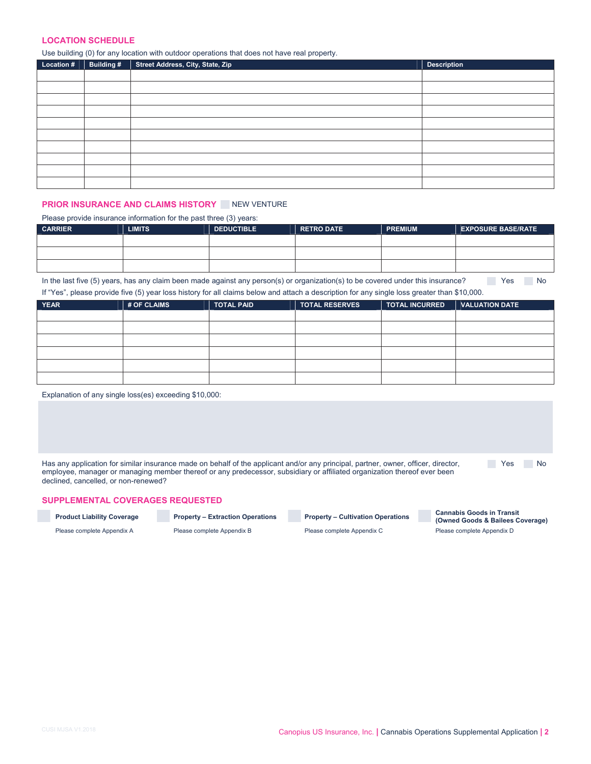## LOCATION SCHEDULE

Use building (0) for any location with outdoor operations that does not have real property.

| Location # | Building # | Street Address, City, State, Zip | Description |
|---|---|---|---|
| | | | |
| | | | |
| | | | |
| | | | |
| | | | |
| | | | |
| | | | |
| | | | |
| | | | |
| | | | |

## PRIOR INSURANCE AND CLAIMS HISTORY ☐ NEW VENTURE

Please provide insurance information for the past three (3) years:

| CARRIER | LIMITS | DEDUCTIBLE | RETRO DATE | PREMIUM | EXPOSURE BASE/RATE |
|---|---|---|---|---|---|
| | | | | | |
| | | | | | |
| | | | | | |

In the last five (5) years, has any claim been made against any person(s) or organization(s) to be covered under this insurance? ☐ Yes ☐ No

If "Yes", please provide five (5) year loss history for all claims below and attach a description for any single loss greater than $10,000.

| YEAR | # OF CLAIMS | TOTAL PAID | TOTAL RESERVES | TOTAL INCURRED | VALUATION DATE |
|---|---|---|---|---|---|
| | | | | | |
| | | | | | |
| | | | | | |
| | | | | | |
| | | | | | |
| | | | | | |

Explanation of any single loss(es) exceeding $10,000:

Has any application for similar insurance made on behalf of the applicant and/or any principal, partner, owner, officer, director, employee, manager or managing member thereof or any predecessor, subsidiary or affiliated organization thereof ever been declined, cancelled, or non-renewed? ☐ Yes ☐ No

## SUPPLEMENTAL COVERAGES REQUESTED

☐ **Product Liability Coverage**
Please complete Appendix A

☐ **Property – Extraction Operations**
Please complete Appendix B

☐ **Property – Cultivation Operations**
Please complete Appendix C

☐ **Cannabis Goods in Transit (Owned Goods & Bailees Coverage)**
Please complete Appendix D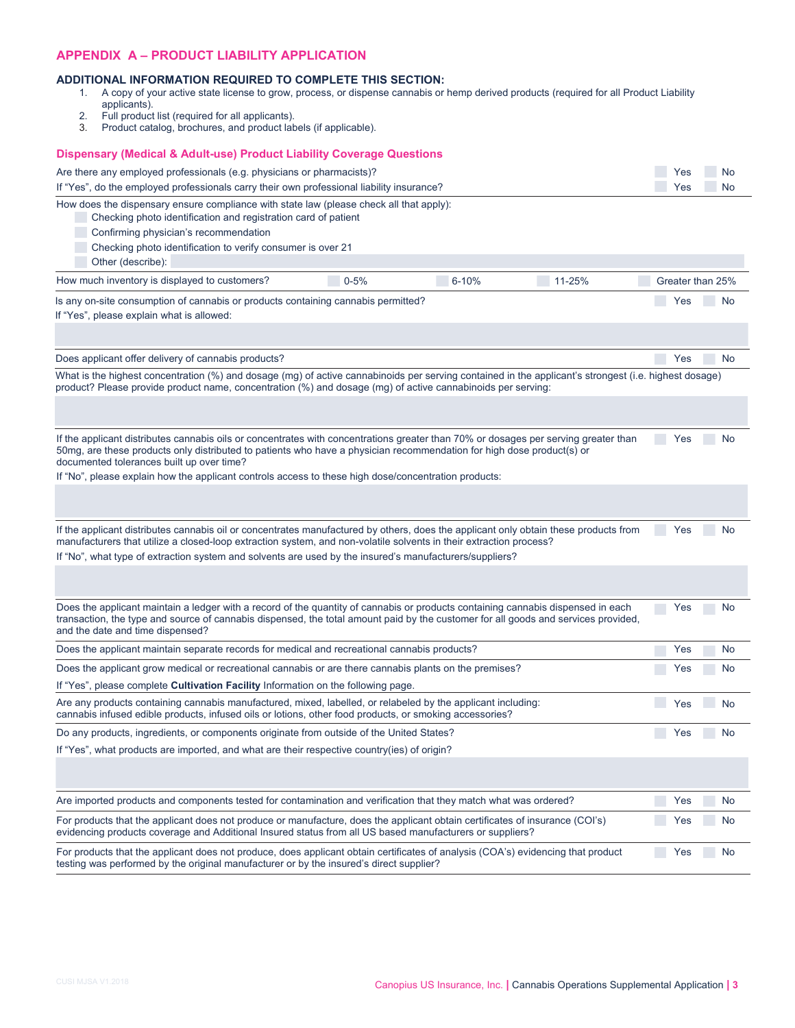## APPENDIX A – PRODUCT LIABILITY APPLICATION

**ADDITIONAL INFORMATION REQUIRED TO COMPLETE THIS SECTION:**

1. A copy of your active state license to grow, process, or dispense cannabis or hemp derived products (required for all Product Liability applicants).
2. Full product list (required for all applicants).
3. Product catalog, brochures, and product labels (if applicable).

### Dispensary (Medical & Adult-use) Product Liability Coverage Questions

Are there any employed professionals (e.g. physicians or pharmacists)? ☐ Yes ☐ No

If "Yes", do the employed professionals carry their own professional liability insurance? ☐ Yes ☐ No

How does the dispensary ensure compliance with state law (please check all that apply):

- ☐ Checking photo identification and registration card of patient
- ☐ Confirming physician's recommendation
- ☐ Checking photo identification to verify consumer is over 21
- ☐ Other (describe):

How much inventory is displayed to customers? ☐ 0-5% ☐ 6-10% ☐ 11-25% ☐ Greater than 25%

Is any on-site consumption of cannabis or products containing cannabis permitted? ☐ Yes ☐ No

If "Yes", please explain what is allowed:

Does applicant offer delivery of cannabis products? ☐ Yes ☐ No

What is the highest concentration (%) and dosage (mg) of active cannabinoids per serving contained in the applicant's strongest (i.e. highest dosage) product? Please provide product name, concentration (%) and dosage (mg) of active cannabinoids per serving:

If the applicant distributes cannabis oils or concentrates with concentrations greater than 70% or dosages per serving greater than 50mg, are these products only distributed to patients who have a physician recommendation for high dose product(s) or documented tolerances built up over time? ☐ Yes ☐ No

If "No", please explain how the applicant controls access to these high dose/concentration products:

If the applicant distributes cannabis oil or concentrates manufactured by others, does the applicant only obtain these products from manufacturers that utilize a closed-loop extraction system, and non-volatile solvents in their extraction process? ☐ Yes ☐ No

If "No", what type of extraction system and solvents are used by the insured's manufacturers/suppliers?

Does the applicant maintain a ledger with a record of the quantity of cannabis or products containing cannabis dispensed in each transaction, the type and source of cannabis dispensed, the total amount paid by the customer for all goods and services provided, and the date and time dispensed? ☐ Yes ☐ No

Does the applicant maintain separate records for medical and recreational cannabis products? ☐ Yes ☐ No

Does the applicant grow medical or recreational cannabis or are there cannabis plants on the premises? ☐ Yes ☐ No

If "Yes", please complete **Cultivation Facility** Information on the following page.

Are any products containing cannabis manufactured, mixed, labelled, or relabeled by the applicant including: cannabis infused edible products, infused oils or lotions, other food products, or smoking accessories? ☐ Yes ☐ No

Do any products, ingredients, or components originate from outside of the United States? ☐ Yes ☐ No

If "Yes", what products are imported, and what are their respective country(ies) of origin?

Are imported products and components tested for contamination and verification that they match what was ordered? ☐ Yes ☐ No

For products that the applicant does not produce or manufacture, does the applicant obtain certificates of insurance (COI's) evidencing products coverage and Additional Insured status from all US based manufacturers or suppliers? ☐ Yes ☐ No

For products that the applicant does not produce, does applicant obtain certificates of analysis (COA's) evidencing that product testing was performed by the original manufacturer or by the insured's direct supplier? ☐ Yes ☐ No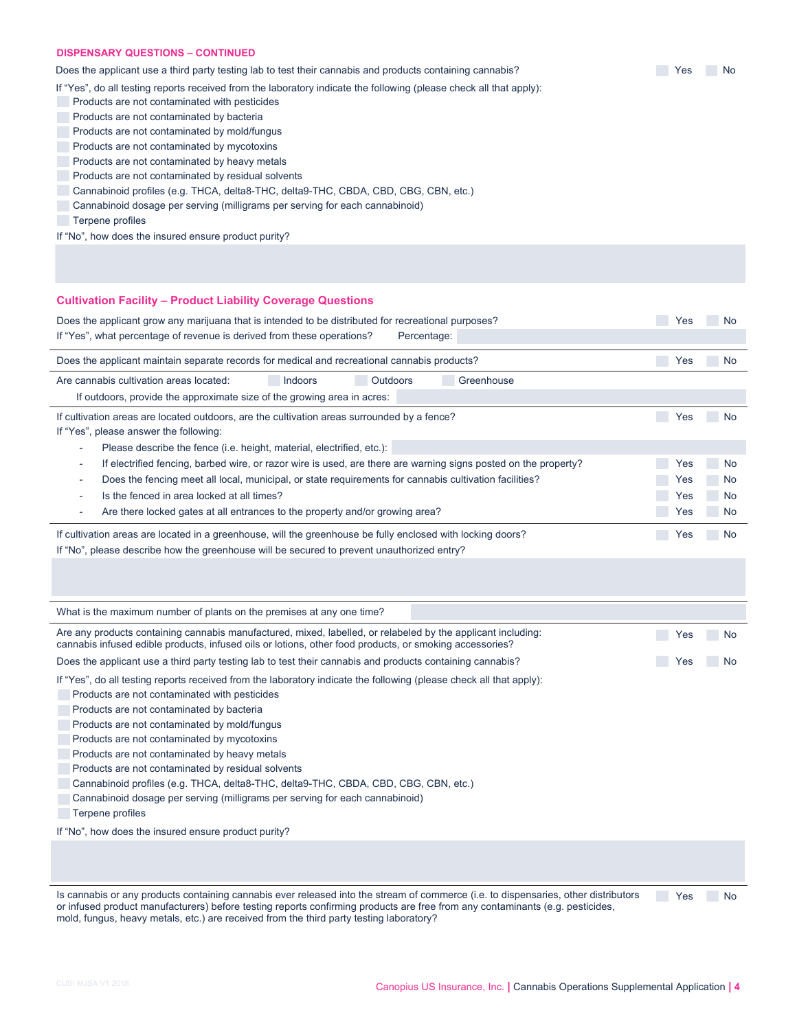**DISPENSARY QUESTIONS – CONTINUED**

Does the applicant use a third party testing lab to test their cannabis and products containing cannabis? ☐ Yes ☐ No

If "Yes", do all testing reports received from the laboratory indicate the following (please check all that apply):

- ☐ Products are not contaminated with pesticides
- ☐ Products are not contaminated by bacteria
- ☐ Products are not contaminated by mold/fungus
- ☐ Products are not contaminated by mycotoxins
- ☐ Products are not contaminated by heavy metals
- ☐ Products are not contaminated by residual solvents
- ☐ Cannabinoid profiles (e.g. THCA, delta8-THC, delta9-THC, CBDA, CBD, CBG, CBN, etc.)
- ☐ Cannabinoid dosage per serving (milligrams per serving for each cannabinoid)
- ☐ Terpene profiles

If "No", how does the insured ensure product purity?

## Cultivation Facility – Product Liability Coverage Questions

Does the applicant grow any marijuana that is intended to be distributed for recreational purposes? ☐ Yes ☐ No

If "Yes", what percentage of revenue is derived from these operations? Percentage:

Does the applicant maintain separate records for medical and recreational cannabis products? ☐ Yes ☐ No

Are cannabis cultivation areas located: ☐ Indoors ☐ Outdoors ☐ Greenhouse

If outdoors, provide the approximate size of the growing area in acres:

If cultivation areas are located outdoors, are the cultivation areas surrounded by a fence? ☐ Yes ☐ No

If "Yes", please answer the following:

- Please describe the fence (i.e. height, material, electrified, etc.):
- If electrified fencing, barbed wire, or razor wire is used, are there warning signs posted on the property? ☐ Yes ☐ No
- Does the fencing meet all local, municipal, or state requirements for cannabis cultivation facilities? ☐ Yes ☐ No
- Is the fenced in area locked at all times? ☐ Yes ☐ No
- Are there locked gates at all entrances to the property and/or growing area? ☐ Yes ☐ No

If cultivation areas are located in a greenhouse, will the greenhouse be fully enclosed with locking doors? ☐ Yes ☐ No

If "No", please describe how the greenhouse will be secured to prevent unauthorized entry?

What is the maximum number of plants on the premises at any one time?

Are any products containing cannabis manufactured, mixed, labelled, or relabeled by the applicant including: cannabis infused edible products, infused oils or lotions, other food products, or smoking accessories? ☐ Yes ☐ No

Does the applicant use a third party testing lab to test their cannabis and products containing cannabis? ☐ Yes ☐ No

If "Yes", do all testing reports received from the laboratory indicate the following (please check all that apply):

- ☐ Products are not contaminated with pesticides
- ☐ Products are not contaminated by bacteria
- ☐ Products are not contaminated by mold/fungus
- ☐ Products are not contaminated by mycotoxins
- ☐ Products are not contaminated by heavy metals
- ☐ Products are not contaminated by residual solvents
- ☐ Cannabinoid profiles (e.g. THCA, delta8-THC, delta9-THC, CBDA, CBD, CBG, CBN, etc.)
- ☐ Cannabinoid dosage per serving (milligrams per serving for each cannabinoid)
- ☐ Terpene profiles

If "No", how does the insured ensure product purity?

Is cannabis or any products containing cannabis ever released into the stream of commerce (i.e. to dispensaries, other distributors or infused product manufacturers) before testing reports confirming products are free from any contaminants (e.g. pesticides, mold, fungus, heavy metals, etc.) are received from the third party testing laboratory? ☐ Yes ☐ No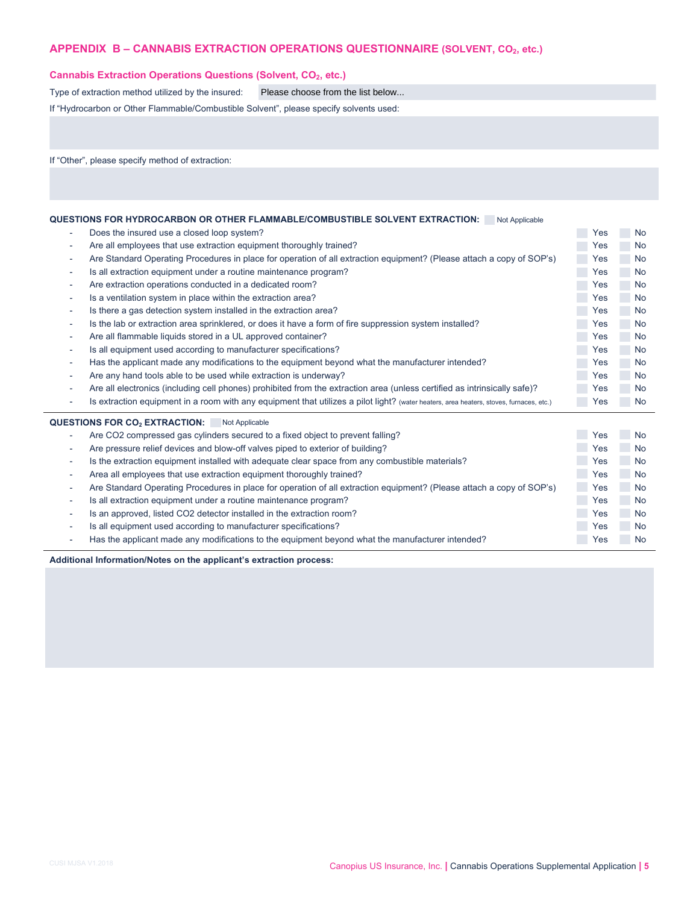## APPENDIX B – CANNABIS EXTRACTION OPERATIONS QUESTIONNAIRE (SOLVENT, $CO_2$, etc.)

### Cannabis Extraction Operations Questions (Solvent, $CO_2$, etc.)

Type of extraction method utilized by the insured: Please choose from the list below...

If "Hydrocarbon or Other Flammable/Combustible Solvent", please specify solvents used:

If "Other", please specify method of extraction:

**QUESTIONS FOR HYDROCARBON OR OTHER FLAMMABLE/COMBUSTIBLE SOLVENT EXTRACTION:** Not Applicable

| Question | | |
|---|---|---|
| Does the insured use a closed loop system? | Yes | No |
| Are all employees that use extraction equipment thoroughly trained? | Yes | No |
| Are Standard Operating Procedures in place for operation of all extraction equipment? (Please attach a copy of SOP's) | Yes | No |
| Is all extraction equipment under a routine maintenance program? | Yes | No |
| Are extraction operations conducted in a dedicated room? | Yes | No |
| Is a ventilation system in place within the extraction area? | Yes | No |
| Is there a gas detection system installed in the extraction area? | Yes | No |
| Is the lab or extraction area sprinklered, or does it have a form of fire suppression system installed? | Yes | No |
| Are all flammable liquids stored in a UL approved container? | Yes | No |
| Is all equipment used according to manufacturer specifications? | Yes | No |
| Has the applicant made any modifications to the equipment beyond what the manufacturer intended? | Yes | No |
| Are any hand tools able to be used while extraction is underway? | Yes | No |
| Are all electronics (including cell phones) prohibited from the extraction area (unless certified as intrinsically safe)? | Yes | No |
| Is extraction equipment in a room with any equipment that utilizes a pilot light? (water heaters, area heaters, stoves, furnaces, etc.) | Yes | No |

**QUESTIONS FOR $CO_2$ EXTRACTION:** Not Applicable

| Question | | |
|---|---|---|
| Are CO2 compressed gas cylinders secured to a fixed object to prevent falling? | Yes | No |
| Are pressure relief devices and blow-off valves piped to exterior of building? | Yes | No |
| Is the extraction equipment installed with adequate clear space from any combustible materials? | Yes | No |
| Area all employees that use extraction equipment thoroughly trained? | Yes | No |
| Are Standard Operating Procedures in place for operation of all extraction equipment? (Please attach a copy of SOP's) | Yes | No |
| Is all extraction equipment under a routine maintenance program? | Yes | No |
| Is an approved, listed CO2 detector installed in the extraction room? | Yes | No |
| Is all equipment used according to manufacturer specifications? | Yes | No |
| Has the applicant made any modifications to the equipment beyond what the manufacturer intended? | Yes | No |

**Additional Information/Notes on the applicant's extraction process:**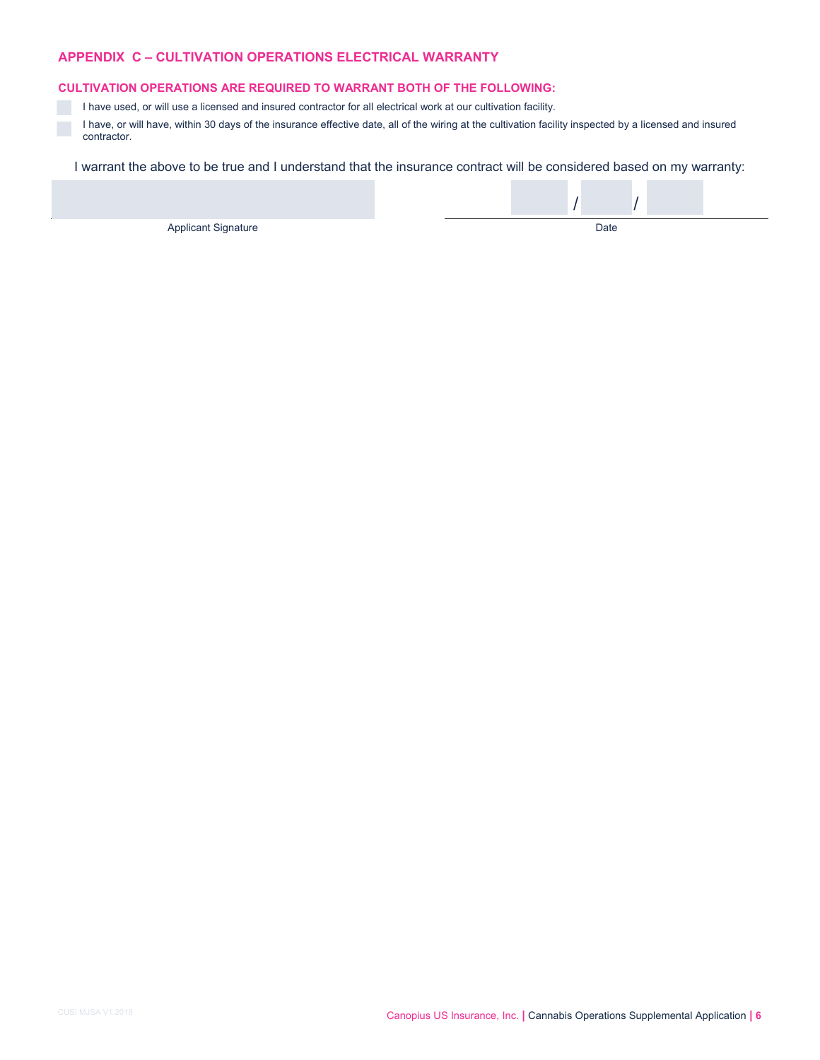## APPENDIX C – CULTIVATION OPERATIONS ELECTRICAL WARRANTY

### CULTIVATION OPERATIONS ARE REQUIRED TO WARRANT BOTH OF THE FOLLOWING:

- [ ] I have used, or will use a licensed and insured contractor for all electrical work at our cultivation facility.
- [ ] I have, or will have, within 30 days of the insurance effective date, all of the wiring at the cultivation facility inspected by a licensed and insured contractor.

I warrant the above to be true and I understand that the insurance contract will be considered based on my warranty:

| Applicant Signature | Date: \_\_\_\_ / \_\_\_\_ / \_\_\_\_ |
| --- | --- |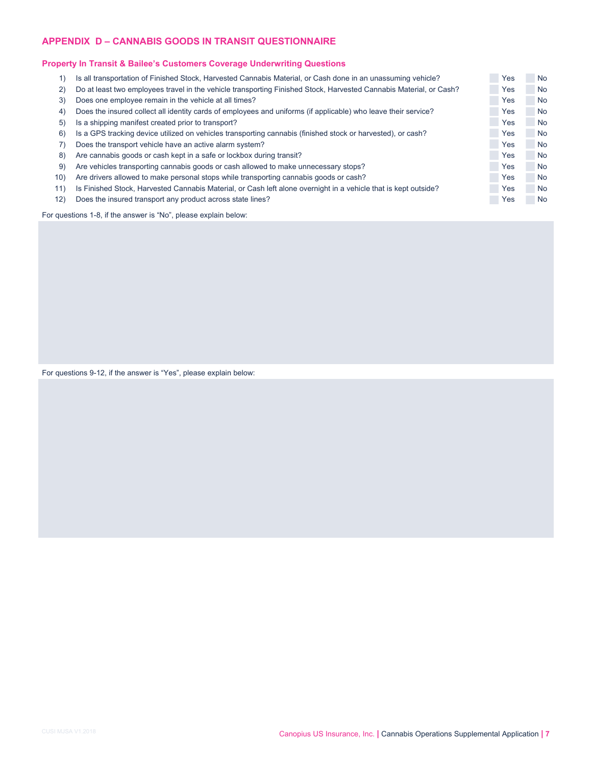## APPENDIX D – CANNABIS GOODS IN TRANSIT QUESTIONNAIRE

### Property In Transit & Bailee's Customers Coverage Underwriting Questions

| | | | |
|---|---|---|---|
| 1) | Is all transportation of Finished Stock, Harvested Cannabis Material, or Cash done in an unassuming vehicle? | Yes | No |
| 2) | Do at least two employees travel in the vehicle transporting Finished Stock, Harvested Cannabis Material, or Cash? | Yes | No |
| 3) | Does one employee remain in the vehicle at all times? | Yes | No |
| 4) | Does the insured collect all identity cards of employees and uniforms (if applicable) who leave their service? | Yes | No |
| 5) | Is a shipping manifest created prior to transport? | Yes | No |
| 6) | Is a GPS tracking device utilized on vehicles transporting cannabis (finished stock or harvested), or cash? | Yes | No |
| 7) | Does the transport vehicle have an active alarm system? | Yes | No |
| 8) | Are cannabis goods or cash kept in a safe or lockbox during transit? | Yes | No |
| 9) | Are vehicles transporting cannabis goods or cash allowed to make unnecessary stops? | Yes | No |
| 10) | Are drivers allowed to make personal stops while transporting cannabis goods or cash? | Yes | No |
| 11) | Is Finished Stock, Harvested Cannabis Material, or Cash left alone overnight in a vehicle that is kept outside? | Yes | No |
| 12) | Does the insured transport any product across state lines? | Yes | No |

For questions 1-8, if the answer is "No", please explain below:

For questions 9-12, if the answer is "Yes", please explain below:

CUSI MJSA V1.2018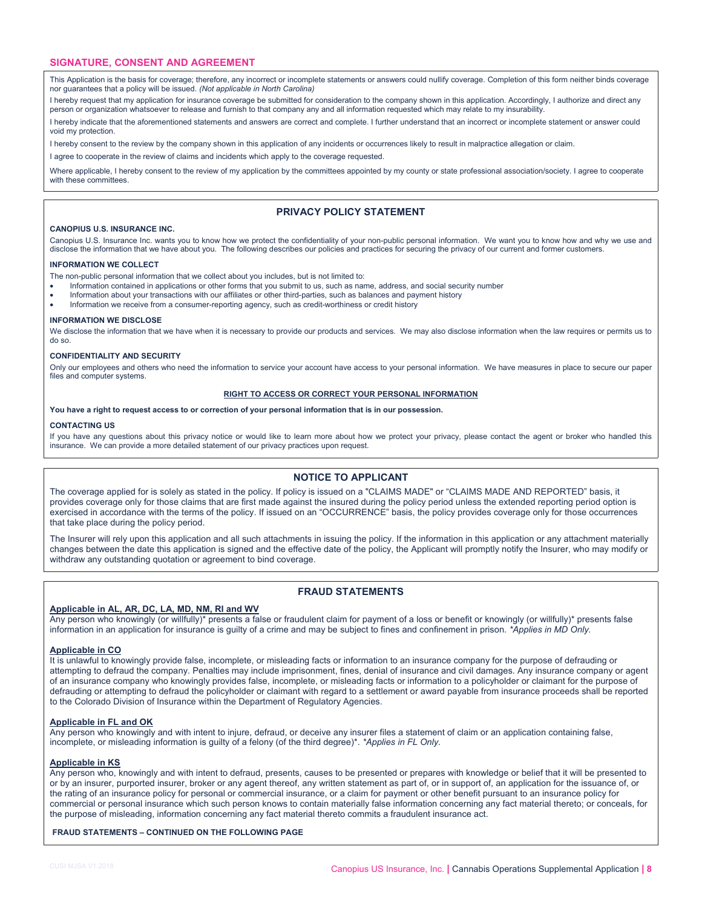## SIGNATURE, CONSENT AND AGREEMENT

This Application is the basis for coverage; therefore, any incorrect or incomplete statements or answers could nullify coverage. Completion of this form neither binds coverage nor guarantees that a policy will be issued. *(Not applicable in North Carolina)*

I hereby request that my application for insurance coverage be submitted for consideration to the company shown in this application. Accordingly, I authorize and direct any person or organization whatsoever to release and furnish to that company any and all information requested which may relate to my insurability.

I hereby indicate that the aforementioned statements and answers are correct and complete. I further understand that an incorrect or incomplete statement or answer could void my protection.

I hereby consent to the review by the company shown in this application of any incidents or occurrences likely to result in malpractice allegation or claim.

I agree to cooperate in the review of claims and incidents which apply to the coverage requested.

Where applicable, I hereby consent to the review of my application by the committees appointed by my county or state professional association/society. I agree to cooperate with these committees.

## PRIVACY POLICY STATEMENT

**CANOPIUS U.S. INSURANCE INC.**

Canopius U.S. Insurance Inc. wants you to know how we protect the confidentiality of your non-public personal information. We want you to know how and why we use and disclose the information that we have about you. The following describes our policies and practices for securing the privacy of our current and former customers.

**INFORMATION WE COLLECT**

The non-public personal information that we collect about you includes, but is not limited to:

- Information contained in applications or other forms that you submit to us, such as name, address, and social security number
- Information about your transactions with our affiliates or other third-parties, such as balances and payment history
- Information we receive from a consumer-reporting agency, such as credit-worthiness or credit history

**INFORMATION WE DISCLOSE**

We disclose the information that we have when it is necessary to provide our products and services. We may also disclose information when the law requires or permits us to do so.

**CONFIDENTIALITY AND SECURITY**

Only our employees and others who need the information to service your account have access to your personal information. We have measures in place to secure our paper files and computer systems.

**RIGHT TO ACCESS OR CORRECT YOUR PERSONAL INFORMATION**

**You have a right to request access to or correction of your personal information that is in our possession.**

**CONTACTING US**

If you have any questions about this privacy notice or would like to learn more about how we protect your privacy, please contact the agent or broker who handled this insurance. We can provide a more detailed statement of our privacy practices upon request.

## NOTICE TO APPLICANT

The coverage applied for is solely as stated in the policy. If policy is issued on a "CLAIMS MADE" or "CLAIMS MADE AND REPORTED" basis, it provides coverage only for those claims that are first made against the insured during the policy period unless the extended reporting period option is exercised in accordance with the terms of the policy. If issued on an "OCCURRENCE" basis, the policy provides coverage only for those occurrences that take place during the policy period.

The Insurer will rely upon this application and all such attachments in issuing the policy. If the information in this application or any attachment materially changes between the date this application is signed and the effective date of the policy, the Applicant will promptly notify the Insurer, who may modify or withdraw any outstanding quotation or agreement to bind coverage.

## FRAUD STATEMENTS

**Applicable in AL, AR, DC, LA, MD, NM, RI and WV**

Any person who knowingly (or willfully)* presents a false or fraudulent claim for payment of a loss or benefit or knowingly (or willfully)* presents false information in an application for insurance is guilty of a crime and may be subject to fines and confinement in prison. *\*Applies in MD Only.*

**Applicable in CO**

It is unlawful to knowingly provide false, incomplete, or misleading facts or information to an insurance company for the purpose of defrauding or attempting to defraud the company. Penalties may include imprisonment, fines, denial of insurance and civil damages. Any insurance company or agent of an insurance company who knowingly provides false, incomplete, or misleading facts or information to a policyholder or claimant for the purpose of defrauding or attempting to defraud the policyholder or claimant with regard to a settlement or award payable from insurance proceeds shall be reported to the Colorado Division of Insurance within the Department of Regulatory Agencies.

**Applicable in FL and OK**

Any person who knowingly and with intent to injure, defraud, or deceive any insurer files a statement of claim or an application containing false, incomplete, or misleading information is guilty of a felony (of the third degree)*. *\*Applies in FL Only.*

**Applicable in KS**

Any person who, knowingly and with intent to defraud, presents, causes to be presented or prepares with knowledge or belief that it will be presented to or by an insurer, purported insurer, broker or any agent thereof, any written statement as part of, or in support of, an application for the issuance of, or the rating of an insurance policy for personal or commercial insurance, or a claim for payment or other benefit pursuant to an insurance policy for commercial or personal insurance which such person knows to contain materially false information concerning any fact material thereto; or conceals, for the purpose of misleading, information concerning any fact material thereto commits a fraudulent insurance act.

**FRAUD STATEMENTS – CONTINUED ON THE FOLLOWING PAGE**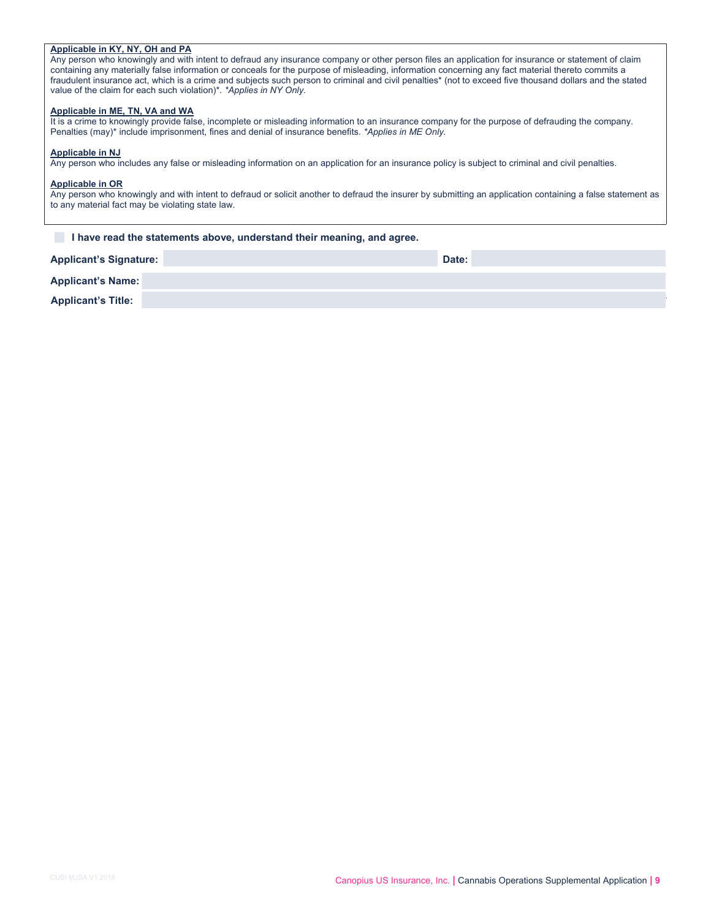**Applicable in KY, NY, OH and PA**

Any person who knowingly and with intent to defraud any insurance company or other person files an application for insurance or statement of claim containing any materially false information or conceals for the purpose of misleading, information concerning any fact material thereto commits a fraudulent insurance act, which is a crime and subjects such person to criminal and civil penalties* (not to exceed five thousand dollars and the stated value of the claim for each such violation)*. *\*Applies in NY Only.*

**Applicable in ME, TN, VA and WA**

It is a crime to knowingly provide false, incomplete or misleading information to an insurance company for the purpose of defrauding the company. Penalties (may)* include imprisonment, fines and denial of insurance benefits. *\*Applies in ME Only.*

**Applicable in NJ**

Any person who includes any false or misleading information on an application for an insurance policy is subject to criminal and civil penalties.

**Applicable in OR**

Any person who knowingly and with intent to defraud or solicit another to defraud the insurer by submitting an application containing a false statement as to any material fact may be violating state law.

☐ **I have read the statements above, understand their meaning, and agree.**

**Applicant's Signature:** ______________________ **Date:** ______________________

**Applicant's Name:** ______________________

**Applicant's Title:** ______________________

CUSI MJSA V1.2018